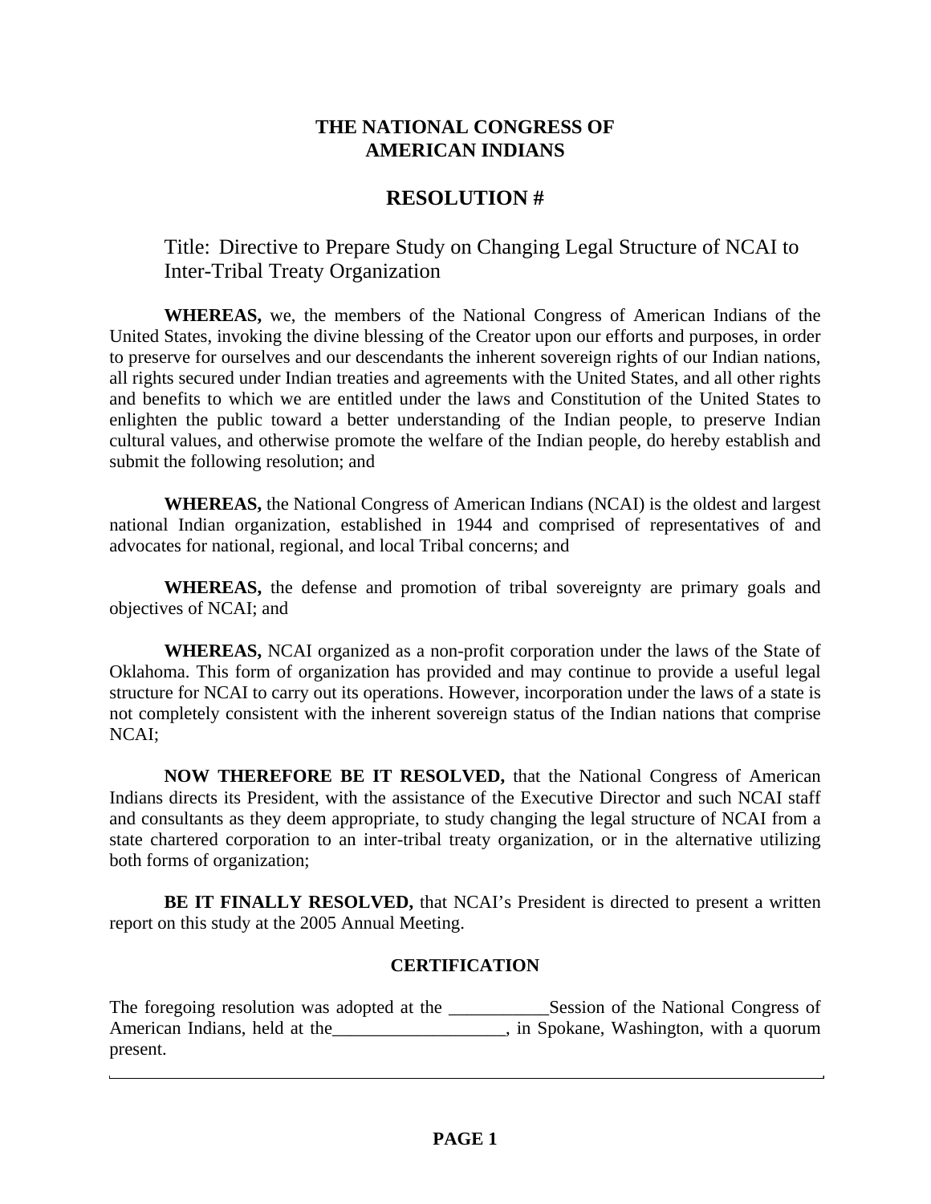# THE NATIONAL CONGRESS OF AMERICAN INDIANS

## RESOLUTION #

Title: Directive to Prepare Study on Changing Legal Structure of NCAI to Inter-Tribal Treaty Organization

**WHEREAS,** we, the members of the National Congress of American Indians of the United States, invoking the divine blessing of the Creator upon our efforts and purposes, in order to preserve for ourselves and our descendants the inherent sovereign rights of our Indian nations, all rights secured under Indian treaties and agreements with the United States, and all other rights and benefits to which we are entitled under the laws and Constitution of the United States to enlighten the public toward a better understanding of the Indian people, to preserve Indian cultural values, and otherwise promote the welfare of the Indian people, do hereby establish and submit the following resolution; and

**WHEREAS,** the National Congress of American Indians (NCAI) is the oldest and largest national Indian organization, established in 1944 and comprised of representatives of and advocates for national, regional, and local Tribal concerns; and

**WHEREAS,** the defense and promotion of tribal sovereignty are primary goals and objectives of NCAI; and

**WHEREAS,** NCAI organized as a non-profit corporation under the laws of the State of Oklahoma. This form of organization has provided and may continue to provide a useful legal structure for NCAI to carry out its operations. However, incorporation under the laws of a state is not completely consistent with the inherent sovereign status of the Indian nations that comprise NCAI;

**NOW THEREFORE BE IT RESOLVED,** that the National Congress of American Indians directs its President, with the assistance of the Executive Director and such NCAI staff and consultants as they deem appropriate, to study changing the legal structure of NCAI from a state chartered corporation to an inter-tribal treaty organization, or in the alternative utilizing both forms of organization;

**BE IT FINALLY RESOLVED,** that NCAI's President is directed to present a written report on this study at the 2005 Annual Meeting.

### CERTIFICATION

The foregoing resolution was adopted at the ___________Session of the National Congress of American Indians, held at the___________________, in Spokane, Washington, with a quorum present.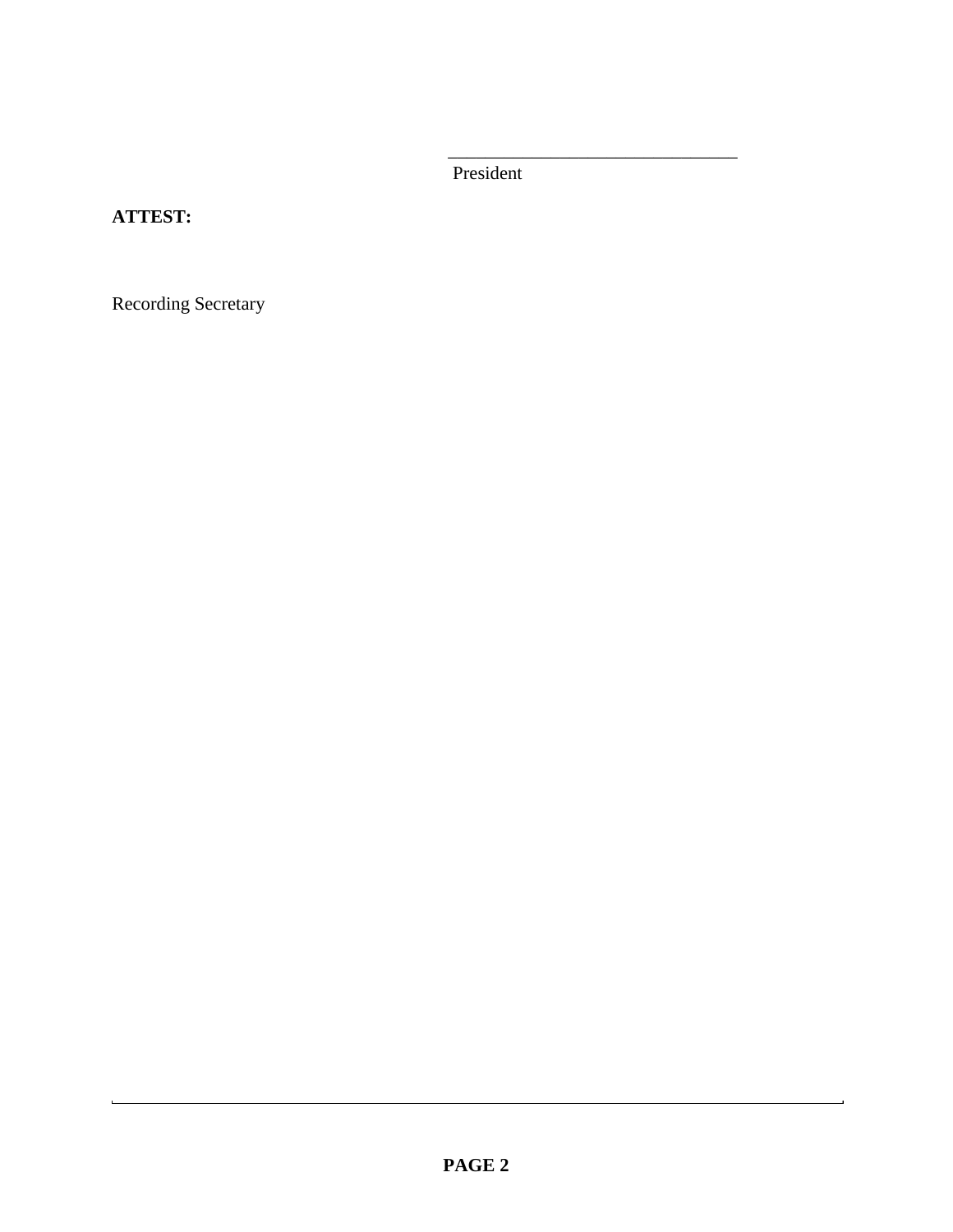\_\_\_\_\_\_\_\_\_\_\_\_\_\_\_\_\_\_\_\_\_\_\_\_\_\_\_\_\_\_\_\_

President

**ATTEST:**

Recording Secretary